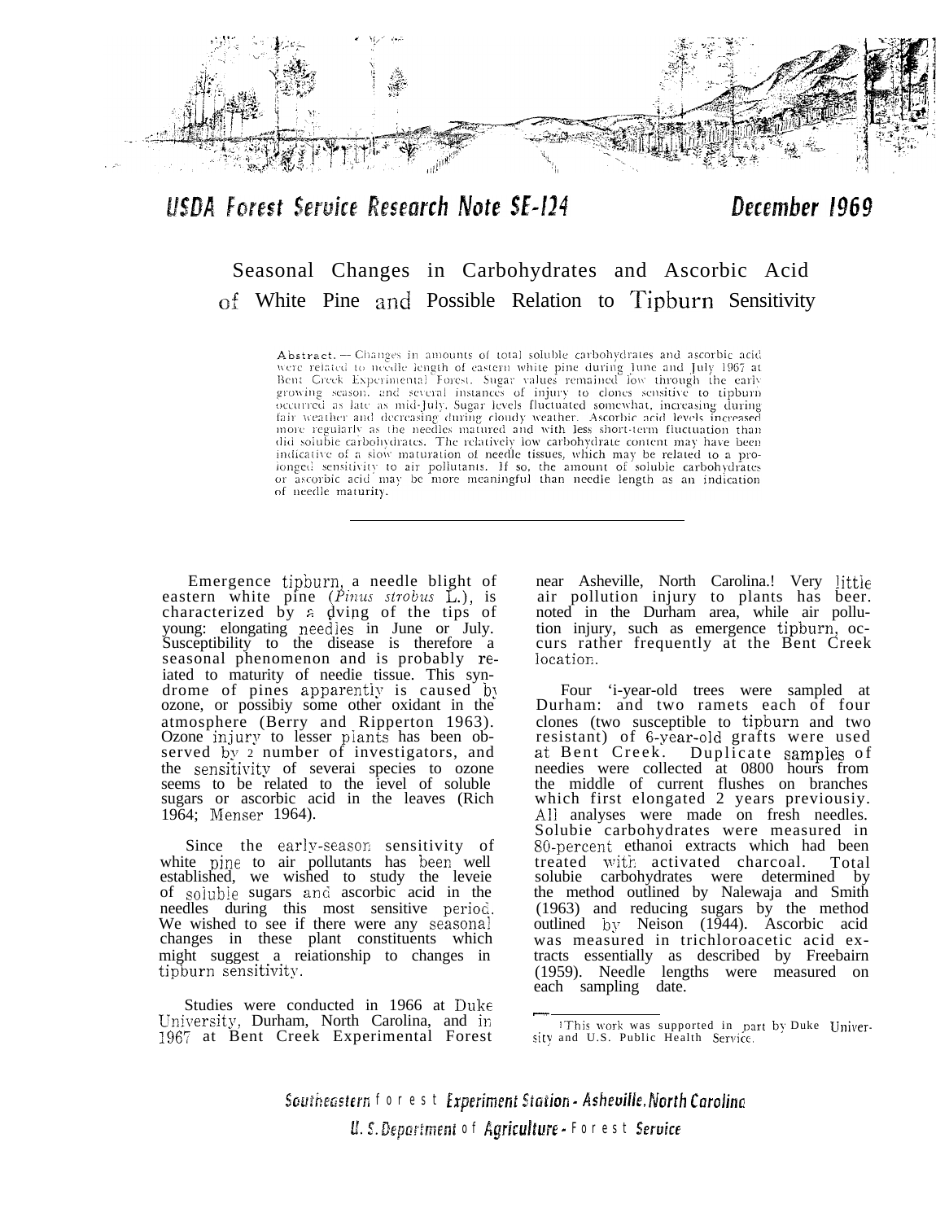USDA Forest Service Research Note SE-124

December 1969

# Seasonal Changes in Carbohydrates and Ascorbic Acid of White Pine and Possible Relation to Tipburn Sensitivity

**Abstract.** — Changes in amounts of total soluble carbohydrates and ascorbic acid were related to needle length of eastern white pine during June and July 1967 at Bent Creek Experimental Forest. Sugar values remained low through the early growing season. and several instances of injury to clones sensitive to tipburn occurred as late as mid-July. Sugar levels fluctuated somewhat, increasing during fair weather and decreasing during cloudy weather. Ascorbic acid levels increased more regularly as the needles matured and with less short-term fluctuation than did soluble carbohydrates. The relatively low carbohydrate content may have been indicative of a slow maturation of needle tissues, which may be related to a prolonged sensitivity to air pollutants. If so, the amount of soluble carbohydrates or ascorbic acid may be more meaningful than needle length as an indication of needle maturity.

---

Emergence tipburn, a needle blight of eastern white pine (*Pinus strobus* L.), is characterized by a dying of the tips of young: elongating needles in June or July. Susceptibility to the disease is therefore a seasonal phenomenon and is probably related to maturity of needle tissue. This syndrome of pines apparently is caused by ozone, or possibly some other oxidant in the atmosphere (Berry and Ripperton 1963). Ozone injury to lesser plants has been observed by a number of investigators, and the sensitivity of several species to ozone seems to be related to the level of soluble sugars or ascorbic acid in the leaves (Rich 1964; Menser 1964).

Since the early-season sensitivity of white pine to air pollutants has been well established, we wished to study the levels of soluble sugars and ascorbic acid in the needles during this most sensitive period. We wished to see if there were any seasonal changes in these plant constituents which might suggest a relationship to changes in tipburn sensitivity.

Studies were conducted in 1966 at Duke University, Durham, North Carolina, and in 1967 at Bent Creek Experimental Forest near Asheville, North Carolina.[1] Very little air pollution injury to plants has been noted in the Durham area, while air pollution injury, such as emergence tipburn, occurs rather frequently at the Bent Creek location.

Four 'i-year-old trees were sampled at Durham: and two ramets each of four clones (two susceptible to tipburn and two resistant) of 6-year-old grafts were used at Bent Creek. Duplicate samples of needles were collected at 0800 hours from the middle of current flushes on branches which first elongated 2 years previously. All analyses were made on fresh needles. Soluble carbohydrates were measured in 80-percent ethanol extracts which had been treated with activated charcoal. Total soluble carbohydrates were determined by the method outlined by Nalewaja and Smith (1963) and reducing sugars by the method outlined by Nelson (1944). Ascorbic acid was measured in trichloroacetic acid extracts essentially as described by Freebairn (1959). Needle lengths were measured on each sampling date.

[1] This work was supported in part by Duke University and U.S. Public Health Service.

Southeastern Forest Experiment Station - Asheville, North Carolina
U. S. Department of Agriculture - Forest Service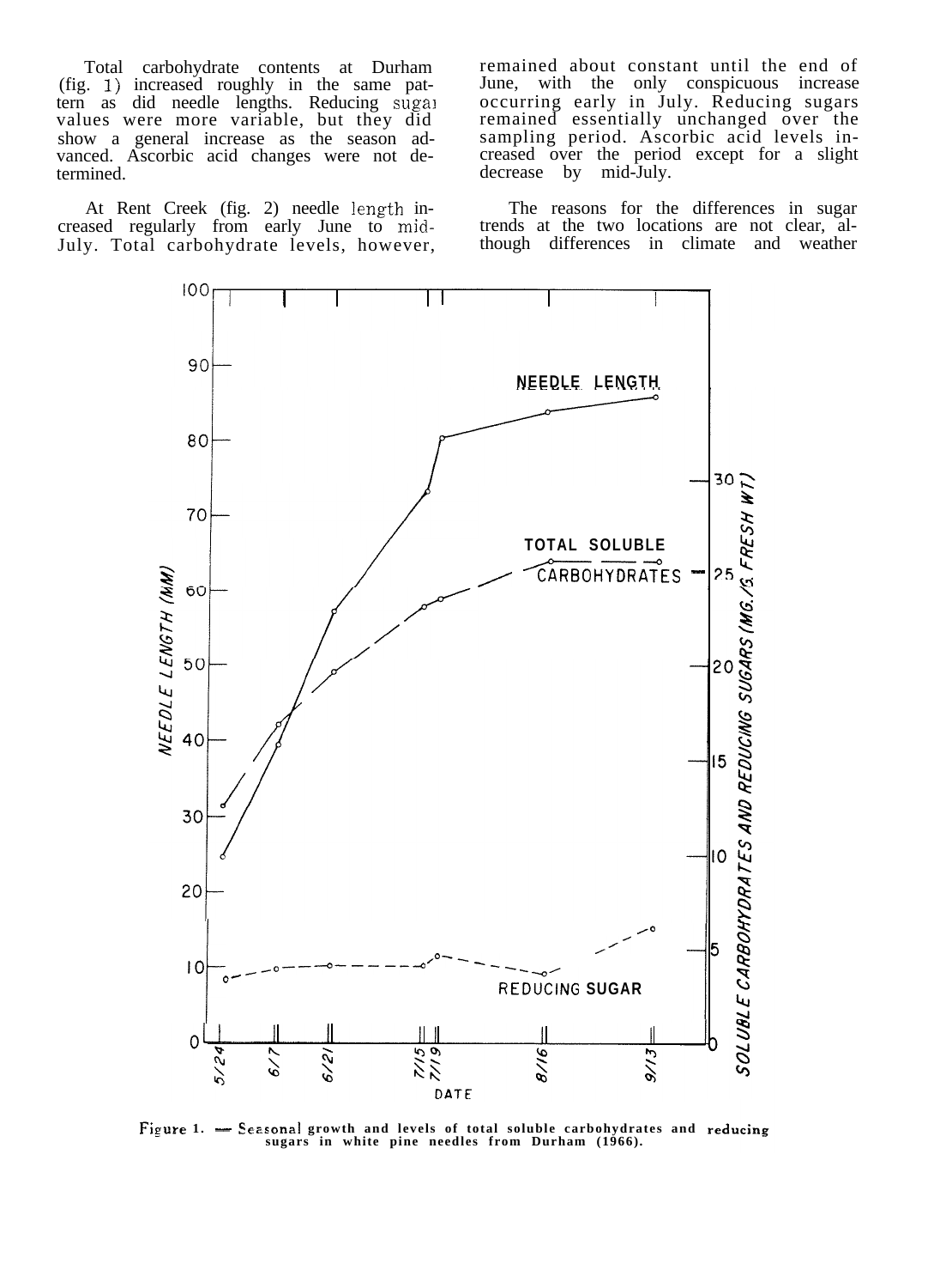Total carbohydrate contents at Durham (fig. 1) increased roughly in the same pattern as did needle lengths. Reducing sugar values were more variable, but they did show a general increase as the season advanced. Ascorbic acid changes were not determined.

At Rent Creek (fig. 2) needle length increased regularly from early June to mid-July. Total carbohydrate levels, however, remained about constant until the end of June, with the only conspicuous increase occurring early in July. Reducing sugars remained essentially unchanged over the sampling period. Ascorbic acid levels increased over the period except for a slight decrease by mid-July.

The reasons for the differences in sugar trends at the two locations are not clear, although differences in climate and weather

Figure 1. — Seasonal growth and levels of total soluble carbohydrates and reducing sugars in white pine needles from Durham (1966).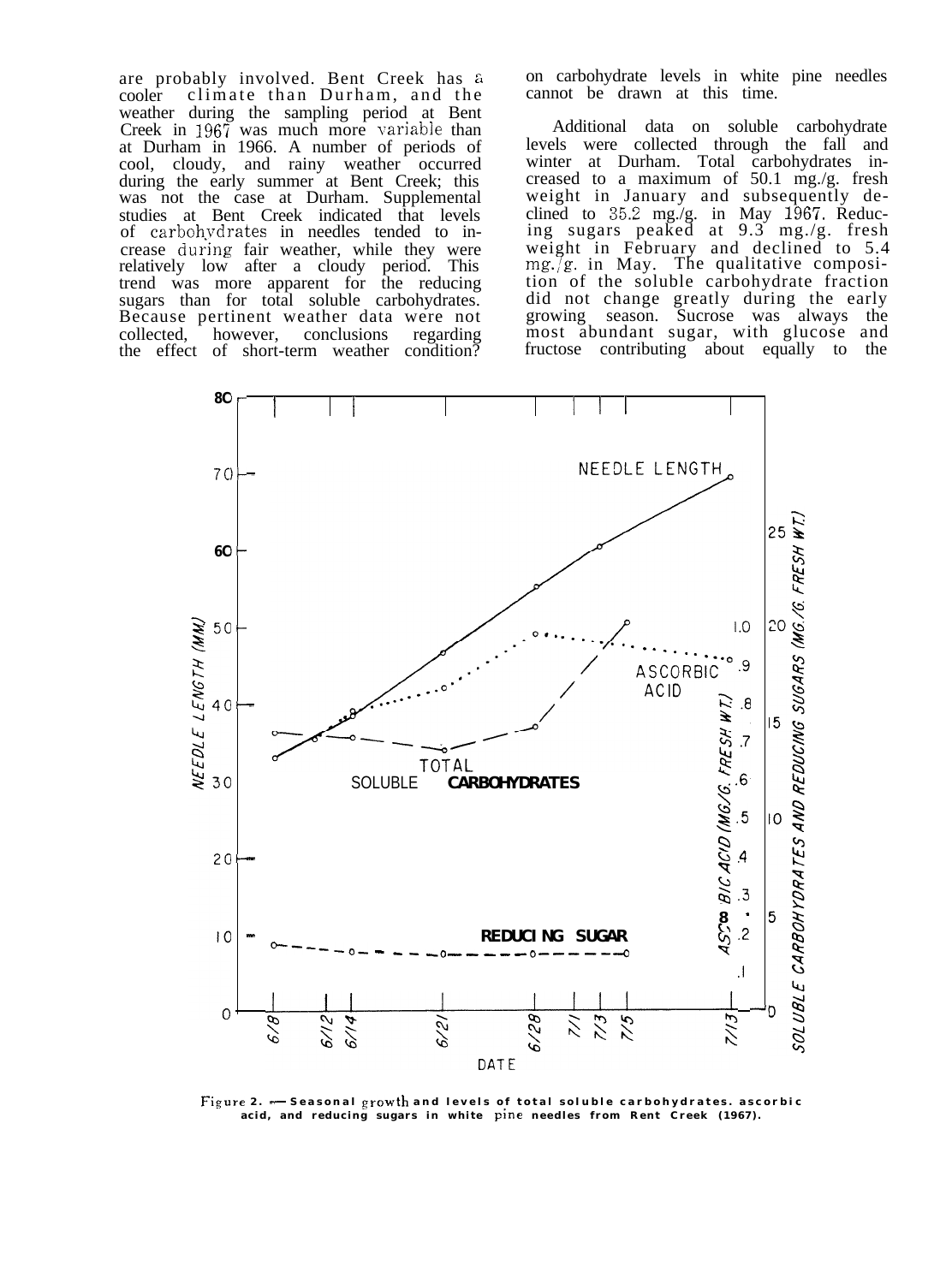are probably involved. Bent Creek has a cooler climate than Durham, and the weather during the sampling period at Bent Creek in 1967 was much more variable than at Durham in 1966. A number of periods of cool, cloudy, and rainy weather occurred during the early summer at Bent Creek; this was not the case at Durham. Supplemental studies at Bent Creek indicated that levels of carbohydrates in needles tended to increase during fair weather, while they were relatively low after a cloudy period. This trend was more apparent for the reducing sugars than for total soluble carbohydrates. Because pertinent weather data were not collected, however, conclusions regarding the effect of short-term weather condition? on carbohydrate levels in white pine needles cannot be drawn at this time.

Additional data on soluble carbohydrate levels were collected through the fall and winter at Durham. Total carbohydrates increased to a maximum of 50.1 mg./g. fresh weight in January and subsequently declined to 35.2 mg./g. in May 1967. Reducing sugars peaked at 9.3 mg./g. fresh weight in February and declined to 5.4 mg./g. in May. The qualitative composition of the soluble carbohydrate fraction did not change greatly during the early growing season. Sucrose was always the most abundant sugar, with glucose and fructose contributing about equally to the

Figure 2. — Seasonal growth and levels of total soluble carbohydrates. ascorbic acid, and reducing sugars in white pine needles from Rent Creek (1967).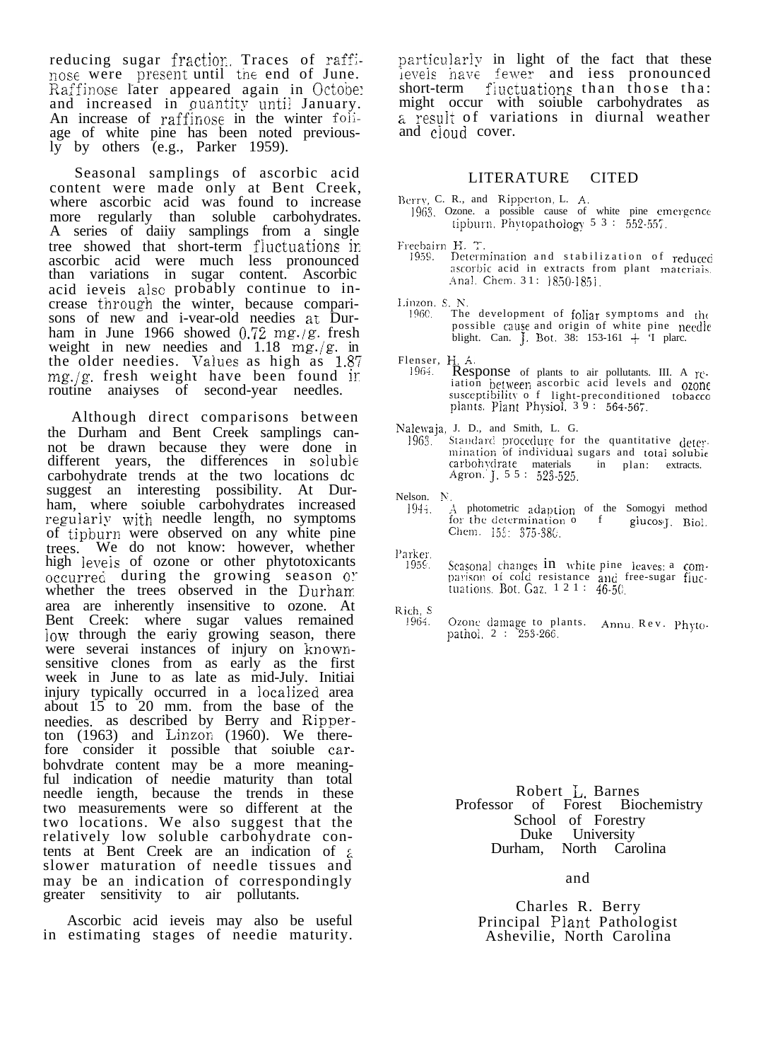reducing sugar fraction. Traces of raffinose were present until the end of June. Raffinose later appeared again in October and increased in quantity until January. An increase of raffinose in the winter foliage of white pine has been noted previously by others (e.g., Parker 1959).

Seasonal samplings of ascorbic acid content were made only at Bent Creek, where ascorbic acid was found to increase more regularly than soluble carbohydrates. A series of daily samplings from a single tree showed that short-term fluctuations in ascorbic acid were much less pronounced than variations in sugar content. Ascorbic acid levels also probably continue to increase through the winter, because comparisons of new and 1-year-old needles at Durham in June 1966 showed 0.72 mg./g. fresh weight in new needles and 1.18 mg./g. in the older needles. Values as high as 1.87 mg./g. fresh weight have been found in routine analyses of second-year needles.

Although direct comparisons between the Durham and Bent Creek samplings cannot be drawn because they were done in different years, the differences in soluble carbohydrate trends at the two locations do suggest an interesting possibility. At Durham, where soluble carbohydrates increased regularly with needle length, no symptoms of tipburn were observed on any white pine trees. We do not know: however, whether high levels of ozone or other phytotoxicants occurred during the growing season or whether the trees observed in the Durham area are inherently insensitive to ozone. At Bent Creek: where sugar values remained low through the early growing season, there were several instances of injury on known-sensitive clones from as early as the first week in June to as late as mid-July. Initial injury typically occurred in a localized area about 15 to 20 mm. from the base of the needles. as described by Berry and Ripperton (1963) and Linzon (1960). We therefore consider it possible that soluble carbohydrate content may be a more meaningful indication of needle maturity than total needle length, because the trends in these two measurements were so different at the two locations. We also suggest that the relatively low soluble carbohydrate contents at Bent Creek are an indication of a slower maturation of needle tissues and may be an indication of correspondingly greater sensitivity to air pollutants.

Ascorbic acid levels may also be useful in estimating stages of needle maturity. particularly in light of the fact that these levels have fewer and less pronounced short-term fluctuations than those that might occur with soluble carbohydrates as a result of variations in diurnal weather and cloud cover.

## LITERATURE CITED

Berry, C. R., and Ripperton, L. A.
1963. Ozone. a possible cause of white pine emergence tipburn. Phytopathology 53: 552-557.

Freebairn H. T.
1959. Determination and stabilization of reduced ascorbic acid in extracts from plant materials. Anal. Chem. 31: 1850-1851.

Linzon, S. N.
1960. The development of foliar symptoms and the possible cause and origin of white pine needle blight. Can. J. Bot. 38: 153-161 + 'I plarc.

Flenser, H. A.
1964. Response of plants to air pollutants. III. A relation between ascorbic acid levels and ozone susceptibility of light-preconditioned tobacco plants. Plant Physiol. 39: 564-567.

Nalewaja, J. D., and Smith, L. G.
1963. Standard procedure for the quantitative determination of individual sugars and total soluble carbohydrate materials in plant extracts. Agron. J. 55: 523-525.

Nelson. N.
1944. A photometric adaption of the Somogyi method for the determination of glucose. J. Biol. Chem. 153: 375-380.

Parker.
1959. Seasonal changes in white pine leaves: a comparison of cold resistance and free-sugar fluctuations. Bot. Gaz. 121: 46-50.

Rich, S
1964. Ozone damage to plants. Annu. Rev. Phytopathol. 2: 253-266.

Robert L. Barnes
Professor of Forest Biochemistry
School of Forestry
Duke University
Durham, North Carolina

and

Charles R. Berry
Principal Plant Pathologist
Asheville, North Carolina